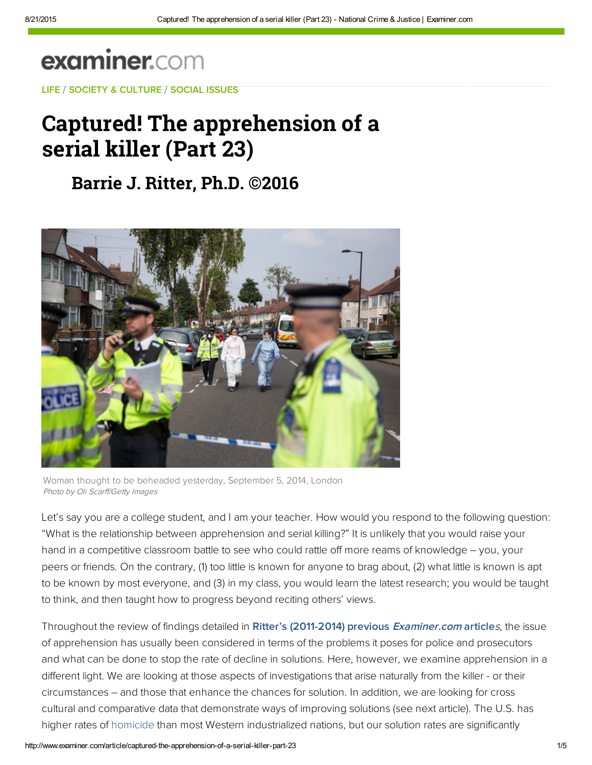examiner.com

LIFE / SOCIETY & CULTURE / SOCIAL ISSUES

# Captured! The apprehension of a serial killer (Part 23)

## Barrie J. Ritter, Ph.D. ©2016

Woman thought to be beheaded yesterday, September 5, 2014, London
*Photo by Oli Scarff/Getty Images*

Let's say you are a college student, and I am your teacher. How would you respond to the following question: "What is the relationship between apprehension and serial killing?" It is unlikely that you would raise your hand in a competitive classroom battle to see who could rattle off more reams of knowledge – you, your peers or friends. On the contrary, (1) too little is known for anyone to brag about, (2) what little is known is apt to be known by most everyone, and (3) in my class, you would learn the latest research; you would be taught to think, and then taught how to progress beyond reciting others' views.

Throughout the review of findings detailed in **Ritter's (2011-2014) previous *Examiner.com* articles**, the issue of apprehension has usually been considered in terms of the problems it poses for police and prosecutors and what can be done to stop the rate of decline in solutions. Here, however, we examine apprehension in a different light. We are looking at those aspects of investigations that arise naturally from the killer - or their circumstances – and those that enhance the chances for solution. In addition, we are looking for cross cultural and comparative data that demonstrate ways of improving solutions (see next article). The U.S. has higher rates of homicide than most Western industrialized nations, but our solution rates are significantly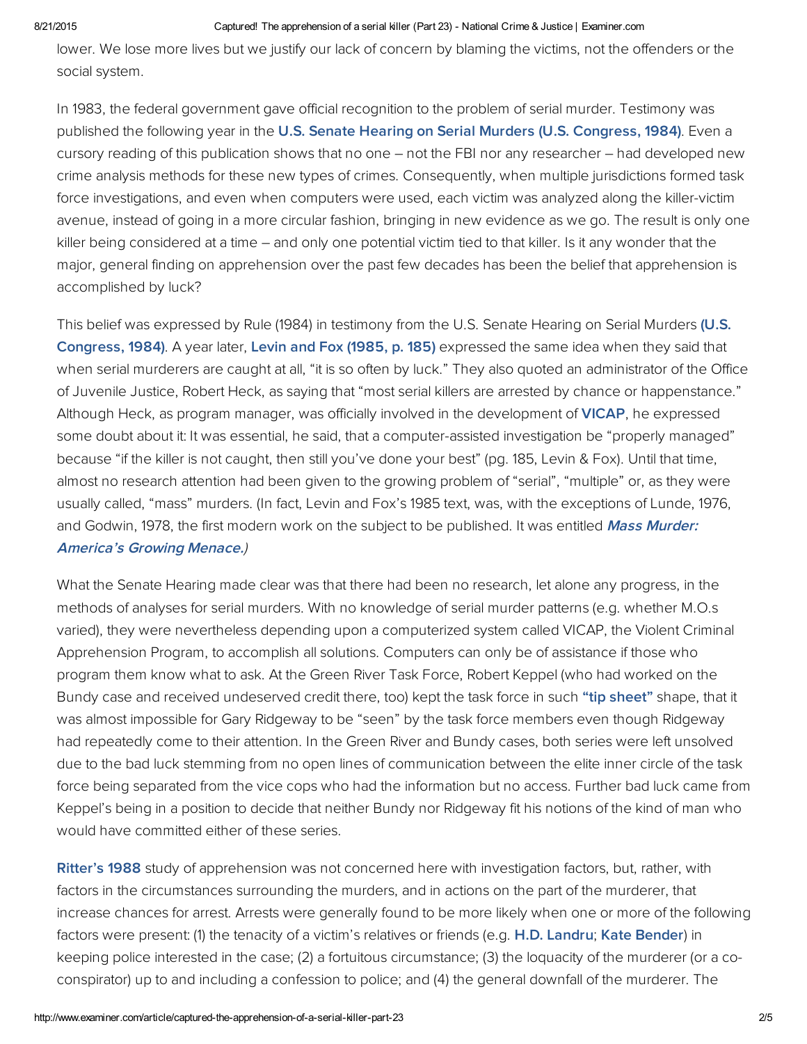lower. We lose more lives but we justify our lack of concern by blaming the victims, not the offenders or the social system.

In 1983, the federal government gave official recognition to the problem of serial murder. Testimony was published the following year in the **U.S. Senate Hearing on Serial Murders (U.S. Congress, 1984)**. Even a cursory reading of this publication shows that no one – not the FBI nor any researcher – had developed new crime analysis methods for these new types of crimes. Consequently, when multiple jurisdictions formed task force investigations, and even when computers were used, each victim was analyzed along the killer-victim avenue, instead of going in a more circular fashion, bringing in new evidence as we go. The result is only one killer being considered at a time – and only one potential victim tied to that killer. Is it any wonder that the major, general finding on apprehension over the past few decades has been the belief that apprehension is accomplished by luck?

This belief was expressed by Rule (1984) in testimony from the U.S. Senate Hearing on Serial Murders **(U.S. Congress, 1984)**. A year later, **Levin and Fox (1985, p. 185)** expressed the same idea when they said that when serial murderers are caught at all, "it is so often by luck." They also quoted an administrator of the Office of Juvenile Justice, Robert Heck, as saying that "most serial killers are arrested by chance or happenstance." Although Heck, as program manager, was officially involved in the development of **VICAP**, he expressed some doubt about it: It was essential, he said, that a computer-assisted investigation be "properly managed" because "if the killer is not caught, then still you've done your best" (pg. 185, Levin & Fox). Until that time, almost no research attention had been given to the growing problem of "serial", "multiple" or, as they were usually called, "mass" murders. (In fact, Levin and Fox's 1985 text, was, with the exceptions of Lunde, 1976, and Godwin, 1978, the first modern work on the subject to be published. It was entitled ***Mass Murder: America's Growing Menace.***)

What the Senate Hearing made clear was that there had been no research, let alone any progress, in the methods of analyses for serial murders. With no knowledge of serial murder patterns (e.g. whether M.O.s varied), they were nevertheless depending upon a computerized system called VICAP, the Violent Criminal Apprehension Program, to accomplish all solutions. Computers can only be of assistance if those who program them know what to ask. At the Green River Task Force, Robert Keppel (who had worked on the Bundy case and received undeserved credit there, too) kept the task force in such **"tip sheet"** shape, that it was almost impossible for Gary Ridgeway to be "seen" by the task force members even though Ridgeway had repeatedly come to their attention. In the Green River and Bundy cases, both series were left unsolved due to the bad luck stemming from no open lines of communication between the elite inner circle of the task force being separated from the vice cops who had the information but no access. Further bad luck came from Keppel's being in a position to decide that neither Bundy nor Ridgeway fit his notions of the kind of man who would have committed either of these series.

**Ritter's 1988** study of apprehension was not concerned here with investigation factors, but, rather, with factors in the circumstances surrounding the murders, and in actions on the part of the murderer, that increase chances for arrest. Arrests were generally found to be more likely when one or more of the following factors were present: (1) the tenacity of a victim's relatives or friends (e.g. **H.D. Landru**; **Kate Bender**) in keeping police interested in the case; (2) a fortuitous circumstance; (3) the loquacity of the murderer (or a co-conspirator) up to and including a confession to police; and (4) the general downfall of the murderer. The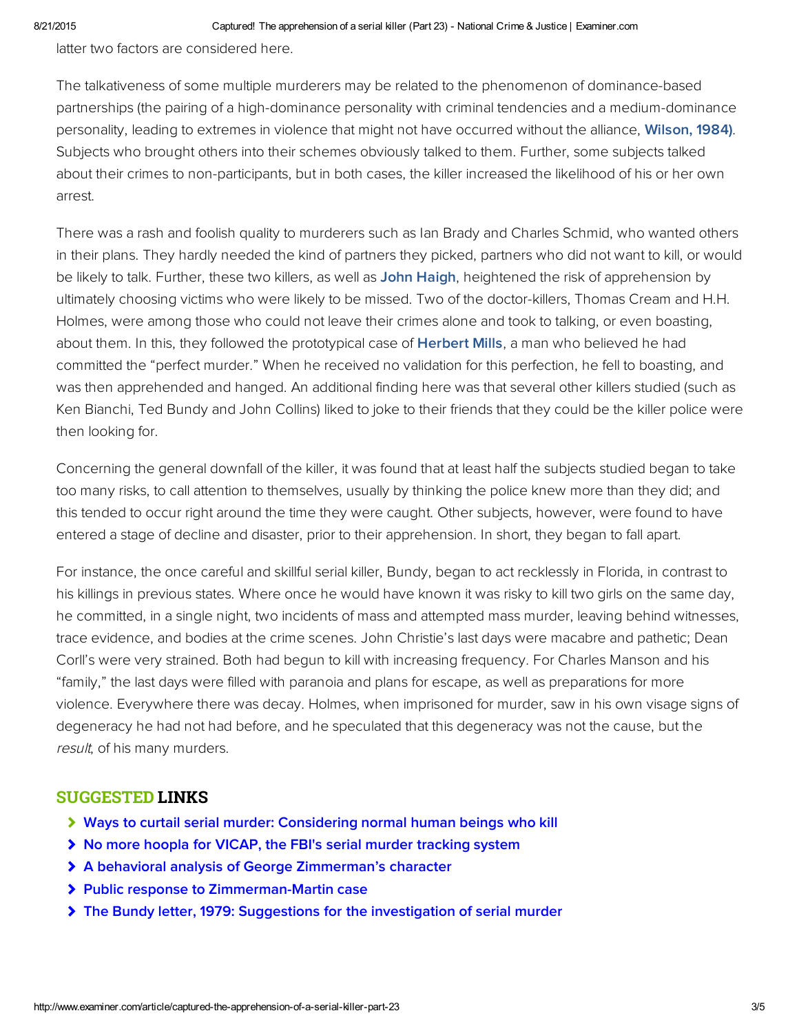latter two factors are considered here.

The talkativeness of some multiple murderers may be related to the phenomenon of dominance-based partnerships (the pairing of a high-dominance personality with criminal tendencies and a medium-dominance personality, leading to extremes in violence that might not have occurred without the alliance, **Wilson, 1984)**. Subjects who brought others into their schemes obviously talked to them. Further, some subjects talked about their crimes to non-participants, but in both cases, the killer increased the likelihood of his or her own arrest.

There was a rash and foolish quality to murderers such as Ian Brady and Charles Schmid, who wanted others in their plans. They hardly needed the kind of partners they picked, partners who did not want to kill, or would be likely to talk. Further, these two killers, as well as **John Haigh**, heightened the risk of apprehension by ultimately choosing victims who were likely to be missed. Two of the doctor-killers, Thomas Cream and H.H. Holmes, were among those who could not leave their crimes alone and took to talking, or even boasting, about them. In this, they followed the prototypical case of **Herbert Mills**, a man who believed he had committed the "perfect murder." When he received no validation for this perfection, he fell to boasting, and was then apprehended and hanged. An additional finding here was that several other killers studied (such as Ken Bianchi, Ted Bundy and John Collins) liked to joke to their friends that they could be the killer police were then looking for.

Concerning the general downfall of the killer, it was found that at least half the subjects studied began to take too many risks, to call attention to themselves, usually by thinking the police knew more than they did; and this tended to occur right around the time they were caught. Other subjects, however, were found to have entered a stage of decline and disaster, prior to their apprehension. In short, they began to fall apart.

For instance, the once careful and skillful serial killer, Bundy, began to act recklessly in Florida, in contrast to his killings in previous states. Where once he would have known it was risky to kill two girls on the same day, he committed, in a single night, two incidents of mass and attempted mass murder, leaving behind witnesses, trace evidence, and bodies at the crime scenes. John Christie's last days were macabre and pathetic; Dean Corll's were very strained. Both had begun to kill with increasing frequency. For Charles Manson and his "family," the last days were filled with paranoia and plans for escape, as well as preparations for more violence. Everywhere there was decay. Holmes, when imprisoned for murder, saw in his own visage signs of degeneracy he had not had before, and he speculated that this degeneracy was not the cause, but the *result*, of his many murders.

## SUGGESTED LINKS

- Ways to curtail serial murder: Considering normal human beings who kill
- No more hoopla for VICAP, the FBI's serial murder tracking system
- A behavioral analysis of George Zimmerman's character
- Public response to Zimmerman-Martin case
- The Bundy letter, 1979: Suggestions for the investigation of serial murder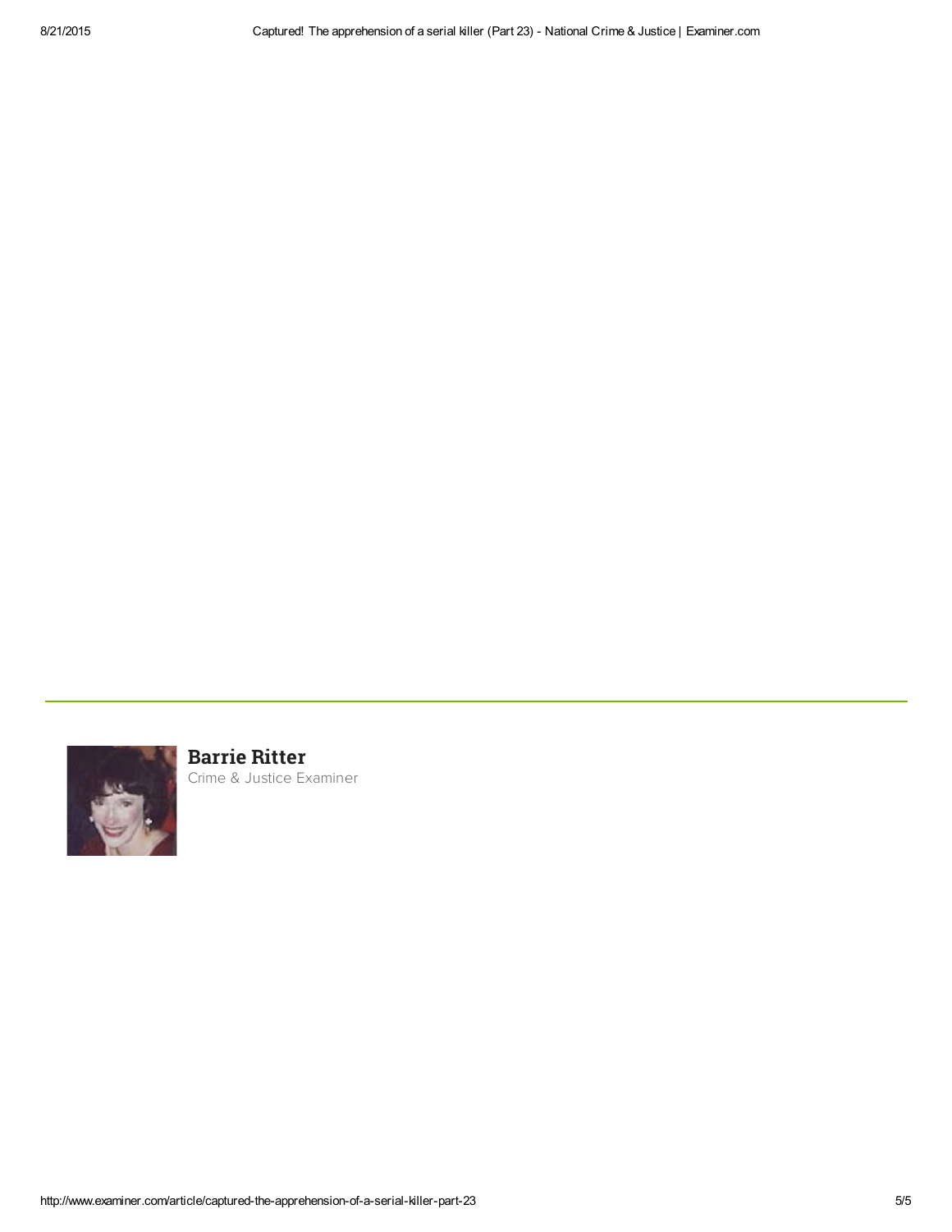**Barrie Ritter**

Crime & Justice Examiner